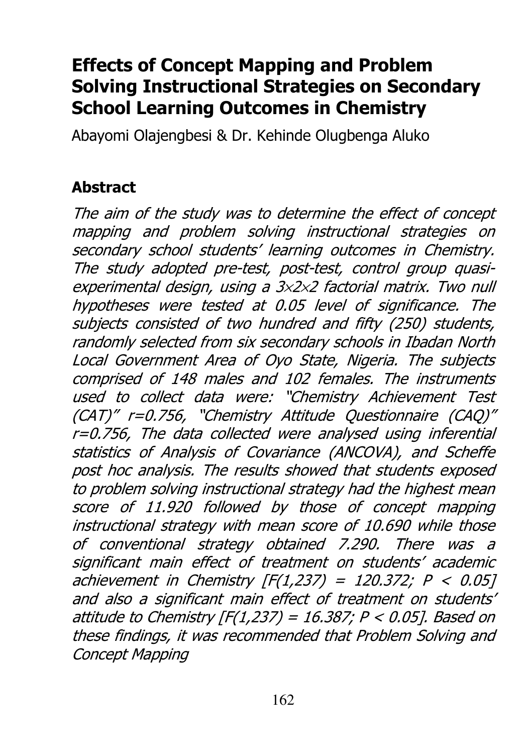# Effects of Concept Mapping and Problem Solving Instructional Strategies on Secondary School Learning Outcomes in Chemistry

Abayomi Olajengbesi & Dr. Kehinde Olugbenga Aluko

## Abstract

*The aim of the study was to determine the effect of concept mapping and problem solving instructional strategies on secondary school students' learning outcomes in Chemistry. The study adopted pre-test, post-test, control group quasi-experimental design, using a 3×2×2 factorial matrix. Two null hypotheses were tested at 0.05 level of significance. The subjects consisted of two hundred and fifty (250) students, randomly selected from six secondary schools in Ibadan North Local Government Area of Oyo State, Nigeria. The subjects comprised of 148 males and 102 females. The instruments used to collect data were: "Chemistry Achievement Test (CAT)" r=0.756, "Chemistry Attitude Questionnaire (CAQ)" r=0.756, The data collected were analysed using inferential statistics of Analysis of Covariance (ANCOVA), and Scheffe post hoc analysis. The results showed that students exposed to problem solving instructional strategy had the highest mean score of 11.920 followed by those of concept mapping instructional strategy with mean score of 10.690 while those of conventional strategy obtained 7.290. There was a significant main effect of treatment on students' academic achievement in Chemistry [$F(1,237) = 120.372$; $P < 0.05$] and also a significant main effect of treatment on students' attitude to Chemistry [$F(1,237) = 16.387$; $P < 0.05$]. Based on these findings, it was recommended that Problem Solving and Concept Mapping*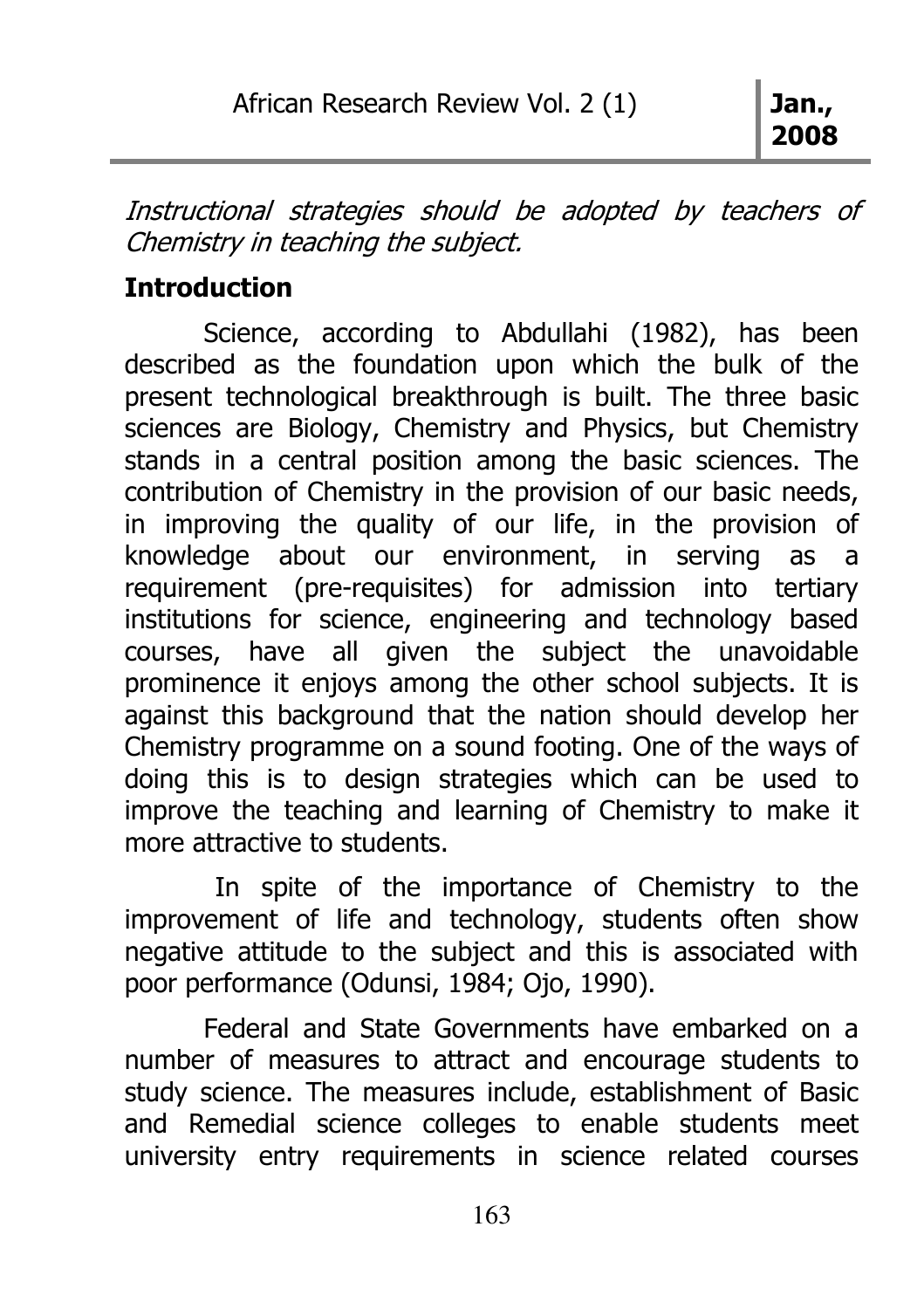*Instructional strategies should be adopted by teachers of Chemistry in teaching the subject.*

## Introduction

Science, according to Abdullahi (1982), has been described as the foundation upon which the bulk of the present technological breakthrough is built. The three basic sciences are Biology, Chemistry and Physics, but Chemistry stands in a central position among the basic sciences. The contribution of Chemistry in the provision of our basic needs, in improving the quality of our life, in the provision of knowledge about our environment, in serving as a requirement (pre-requisites) for admission into tertiary institutions for science, engineering and technology based courses, have all given the subject the unavoidable prominence it enjoys among the other school subjects. It is against this background that the nation should develop her Chemistry programme on a sound footing. One of the ways of doing this is to design strategies which can be used to improve the teaching and learning of Chemistry to make it more attractive to students.

In spite of the importance of Chemistry to the improvement of life and technology, students often show negative attitude to the subject and this is associated with poor performance (Odunsi, 1984; Ojo, 1990).

Federal and State Governments have embarked on a number of measures to attract and encourage students to study science. The measures include, establishment of Basic and Remedial science colleges to enable students meet university entry requirements in science related courses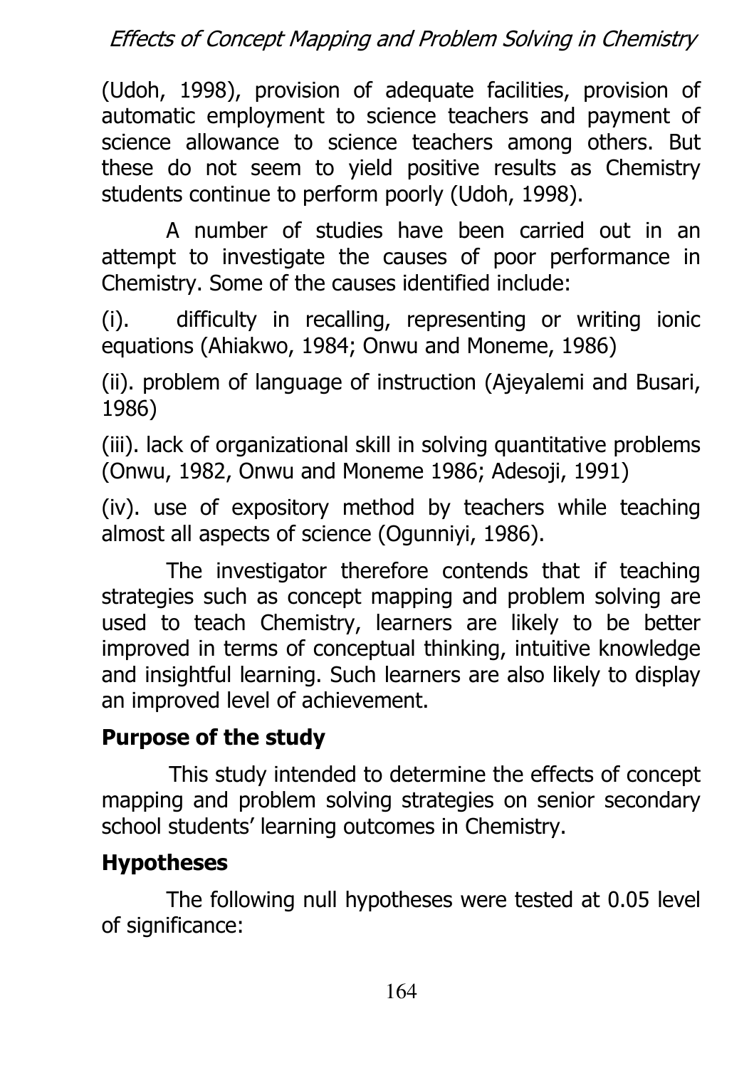(Udoh, 1998), provision of adequate facilities, provision of automatic employment to science teachers and payment of science allowance to science teachers among others. But these do not seem to yield positive results as Chemistry students continue to perform poorly (Udoh, 1998).

A number of studies have been carried out in an attempt to investigate the causes of poor performance in Chemistry. Some of the causes identified include:

(i). difficulty in recalling, representing or writing ionic equations (Ahiakwo, 1984; Onwu and Moneme, 1986)

(ii). problem of language of instruction (Ajeyalemi and Busari, 1986)

(iii). lack of organizational skill in solving quantitative problems (Onwu, 1982, Onwu and Moneme 1986; Adesoji, 1991)

(iv). use of expository method by teachers while teaching almost all aspects of science (Ogunniyi, 1986).

The investigator therefore contends that if teaching strategies such as concept mapping and problem solving are used to teach Chemistry, learners are likely to be better improved in terms of conceptual thinking, intuitive knowledge and insightful learning. Such learners are also likely to display an improved level of achievement.

## Purpose of the study

This study intended to determine the effects of concept mapping and problem solving strategies on senior secondary school students' learning outcomes in Chemistry.

## Hypotheses

The following null hypotheses were tested at 0.05 level of significance: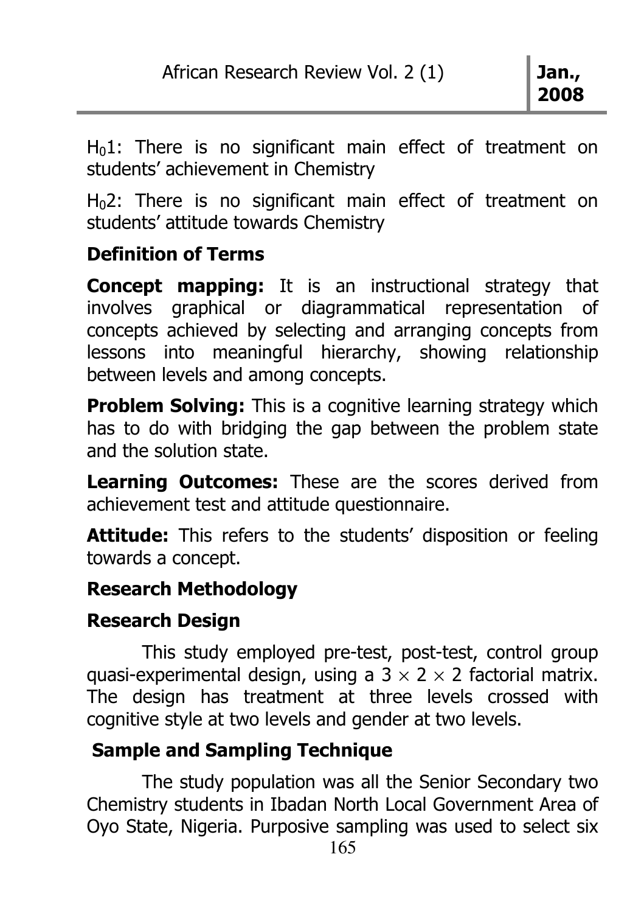$H_01$: There is no significant main effect of treatment on students' achievement in Chemistry

$H_02$: There is no significant main effect of treatment on students' attitude towards Chemistry

## Definition of Terms

**Concept mapping:** It is an instructional strategy that involves graphical or diagrammatical representation of concepts achieved by selecting and arranging concepts from lessons into meaningful hierarchy, showing relationship between levels and among concepts.

**Problem Solving:** This is a cognitive learning strategy which has to do with bridging the gap between the problem state and the solution state.

**Learning Outcomes:** These are the scores derived from achievement test and attitude questionnaire.

**Attitude:** This refers to the students' disposition or feeling towards a concept.

## Research Methodology

### Research Design

This study employed pre-test, post-test, control group quasi-experimental design, using a $3 \times 2 \times 2$ factorial matrix. The design has treatment at three levels crossed with cognitive style at two levels and gender at two levels.

### Sample and Sampling Technique

The study population was all the Senior Secondary two Chemistry students in Ibadan North Local Government Area of Oyo State, Nigeria. Purposive sampling was used to select six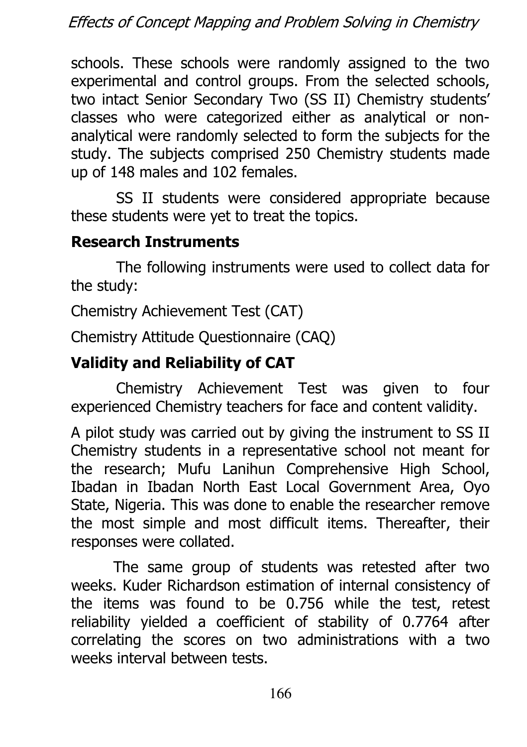schools. These schools were randomly assigned to the two experimental and control groups. From the selected schools, two intact Senior Secondary Two (SS II) Chemistry students' classes who were categorized either as analytical or non-analytical were randomly selected to form the subjects for the study. The subjects comprised 250 Chemistry students made up of 148 males and 102 females.

SS II students were considered appropriate because these students were yet to treat the topics.

### Research Instruments

The following instruments were used to collect data for the study:

Chemistry Achievement Test (CAT)

Chemistry Attitude Questionnaire (CAQ)

### Validity and Reliability of CAT

Chemistry Achievement Test was given to four experienced Chemistry teachers for face and content validity.

A pilot study was carried out by giving the instrument to SS II Chemistry students in a representative school not meant for the research; Mufu Lanihun Comprehensive High School, Ibadan in Ibadan North East Local Government Area, Oyo State, Nigeria. This was done to enable the researcher remove the most simple and most difficult items. Thereafter, their responses were collated.

The same group of students was retested after two weeks. Kuder Richardson estimation of internal consistency of the items was found to be 0.756 while the test, retest reliability yielded a coefficient of stability of 0.7764 after correlating the scores on two administrations with a two weeks interval between tests.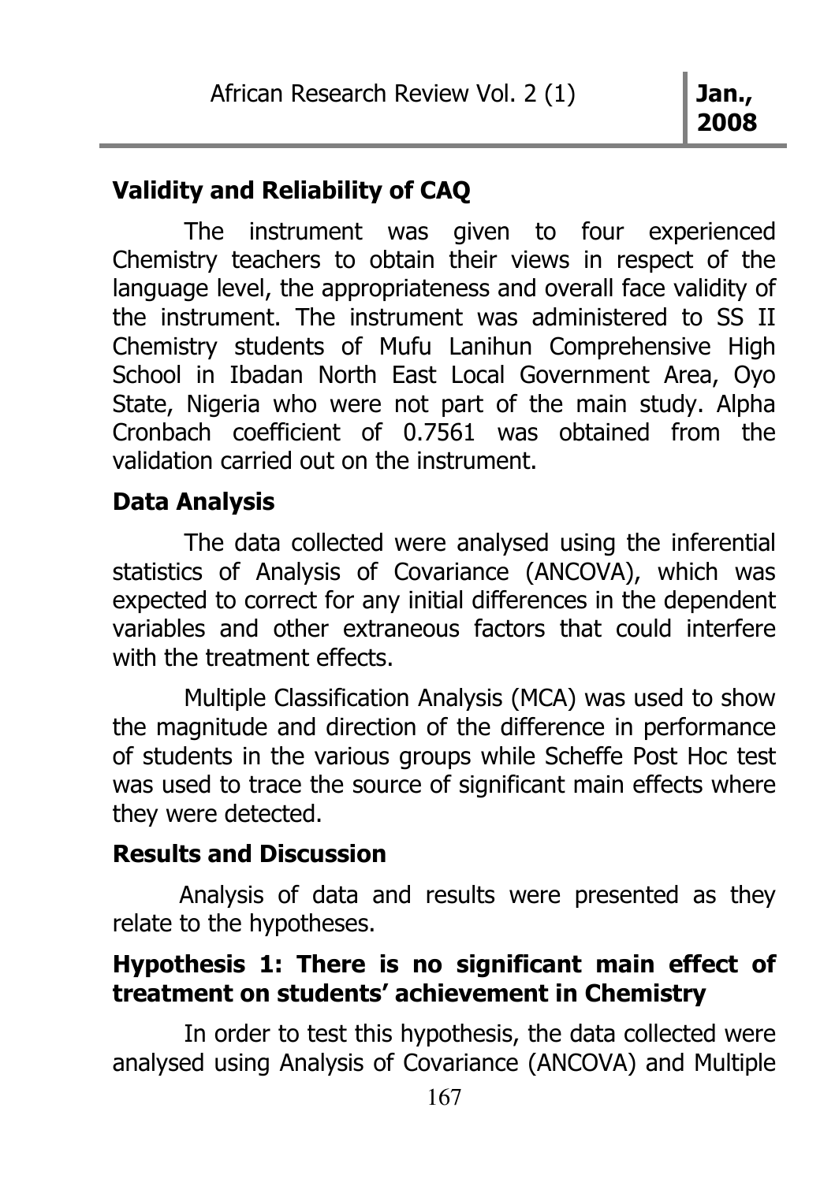## Validity and Reliability of CAQ

The instrument was given to four experienced Chemistry teachers to obtain their views in respect of the language level, the appropriateness and overall face validity of the instrument. The instrument was administered to SS II Chemistry students of Mufu Lanihun Comprehensive High School in Ibadan North East Local Government Area, Oyo State, Nigeria who were not part of the main study. Alpha Cronbach coefficient of 0.7561 was obtained from the validation carried out on the instrument.

## Data Analysis

The data collected were analysed using the inferential statistics of Analysis of Covariance (ANCOVA), which was expected to correct for any initial differences in the dependent variables and other extraneous factors that could interfere with the treatment effects.

Multiple Classification Analysis (MCA) was used to show the magnitude and direction of the difference in performance of students in the various groups while Scheffe Post Hoc test was used to trace the source of significant main effects where they were detected.

## Results and Discussion

Analysis of data and results were presented as they relate to the hypotheses.

### Hypothesis 1: There is no significant main effect of treatment on students' achievement in Chemistry

In order to test this hypothesis, the data collected were analysed using Analysis of Covariance (ANCOVA) and Multiple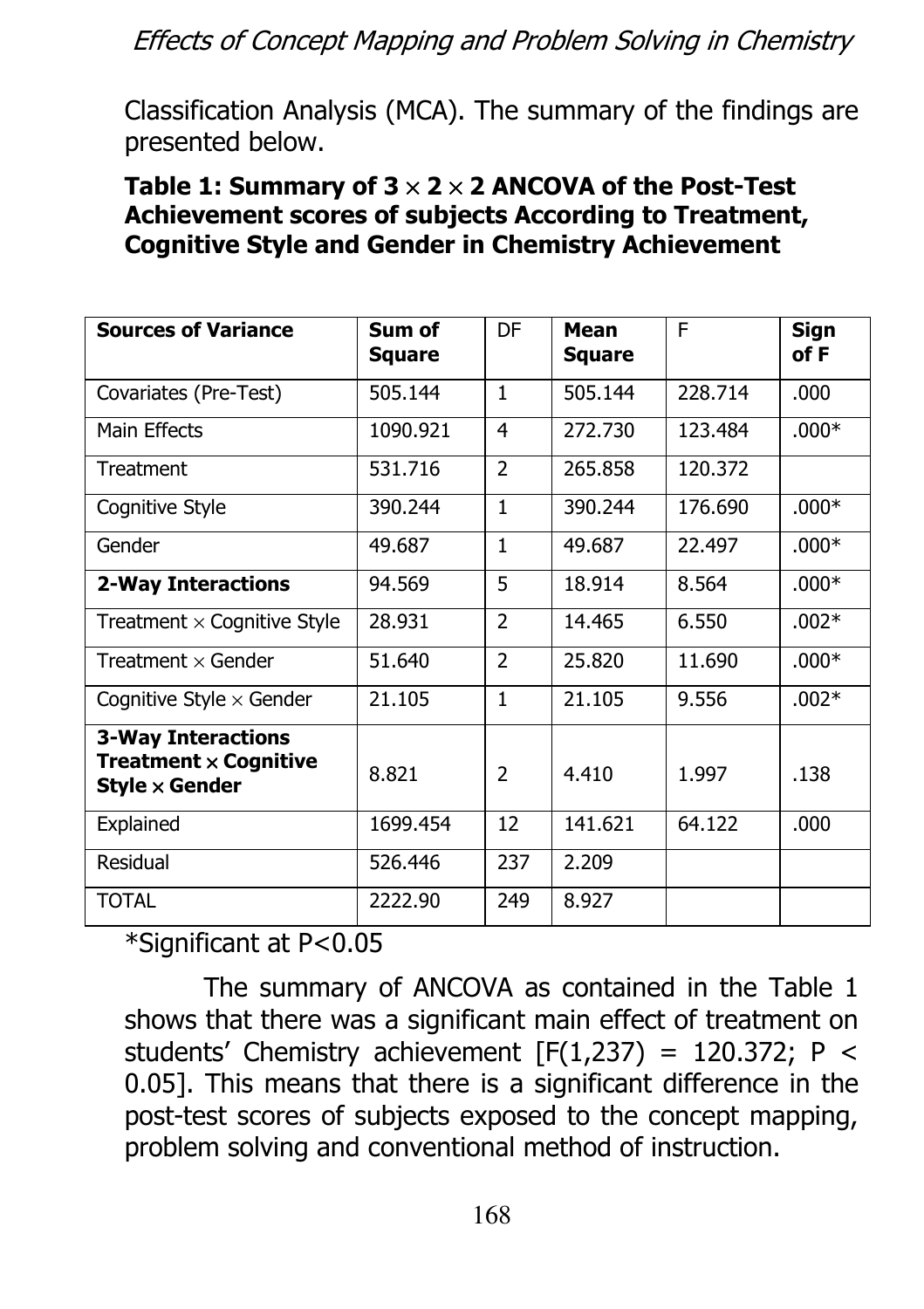Classification Analysis (MCA). The summary of the findings are presented below.

**Table 1: Summary of 3 × 2 × 2 ANCOVA of the Post-Test Achievement scores of subjects According to Treatment, Cognitive Style and Gender in Chemistry Achievement**

| **Sources of Variance** | **Sum of Square** | DF | **Mean Square** | F | **Sign of F** |
|---|---|---|---|---|---|
| Covariates (Pre-Test) | 505.144 | 1 | 505.144 | 228.714 | .000 |
| Main Effects | 1090.921 | 4 | 272.730 | 123.484 | .000* |
| Treatment | 531.716 | 2 | 265.858 | 120.372 | |
| Cognitive Style | 390.244 | 1 | 390.244 | 176.690 | .000* |
| Gender | 49.687 | 1 | 49.687 | 22.497 | .000* |
| **2-Way Interactions** | 94.569 | 5 | 18.914 | 8.564 | .000* |
| Treatment × Cognitive Style | 28.931 | 2 | 14.465 | 6.550 | .002* |
| Treatment × Gender | 51.640 | 2 | 25.820 | 11.690 | .000* |
| Cognitive Style × Gender | 21.105 | 1 | 21.105 | 9.556 | .002* |
| **3-Way Interactions Treatment × Cognitive Style × Gender** | 8.821 | 2 | 4.410 | 1.997 | .138 |
| Explained | 1699.454 | 12 | 141.621 | 64.122 | .000 |
| Residual | 526.446 | 237 | 2.209 | | |
| TOTAL | 2222.90 | 249 | 8.927 | | |

*Significant at $P<0.05$

The summary of ANCOVA as contained in the Table 1 shows that there was a significant main effect of treatment on students' Chemistry achievement [$F(1,237) = 120.372$; $P < 0.05$]. This means that there is a significant difference in the post-test scores of subjects exposed to the concept mapping, problem solving and conventional method of instruction.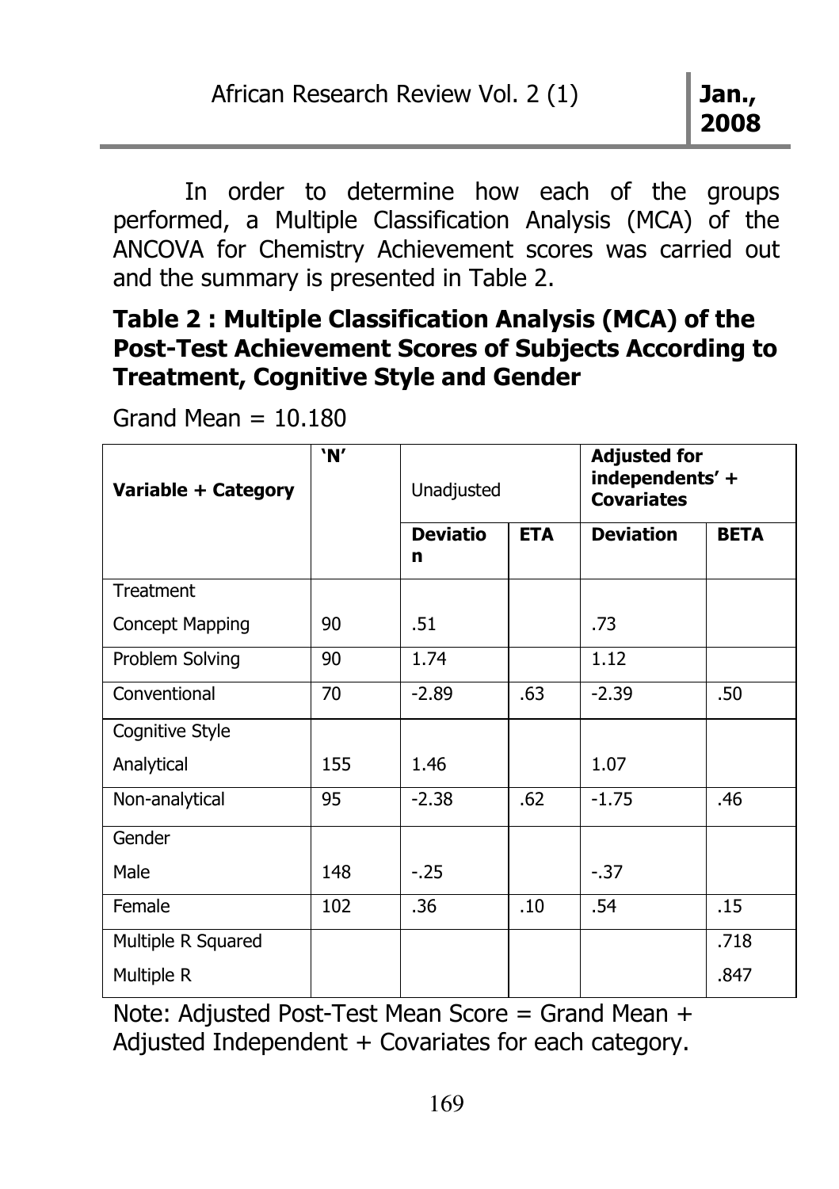In order to determine how each of the groups performed, a Multiple Classification Analysis (MCA) of the ANCOVA for Chemistry Achievement scores was carried out and the summary is presented in Table 2.

**Table 2 : Multiple Classification Analysis (MCA) of the Post-Test Achievement Scores of Subjects According to Treatment, Cognitive Style and Gender**

Grand Mean = 10.180

| Variable + Category | 'N' | Unadjusted | | Adjusted for independents' + Covariates | |
|---|---|---|---|---|---|
| | | Deviation | ETA | Deviation | BETA |
| Treatment | | | | | |
| Concept Mapping | 90 | .51 | | .73 | |
| Problem Solving | 90 | 1.74 | | 1.12 | |
| Conventional | 70 | -2.89 | .63 | -2.39 | .50 |
| Cognitive Style | | | | | |
| Analytical | 155 | 1.46 | | 1.07 | |
| Non-analytical | 95 | -2.38 | .62 | -1.75 | .46 |
| Gender | | | | | |
| Male | 148 | -.25 | | -.37 | |
| Female | 102 | .36 | .10 | .54 | .15 |
| Multiple R Squared | | | | | .718 |
| Multiple R | | | | | .847 |

Note: Adjusted Post-Test Mean Score = Grand Mean + Adjusted Independent + Covariates for each category.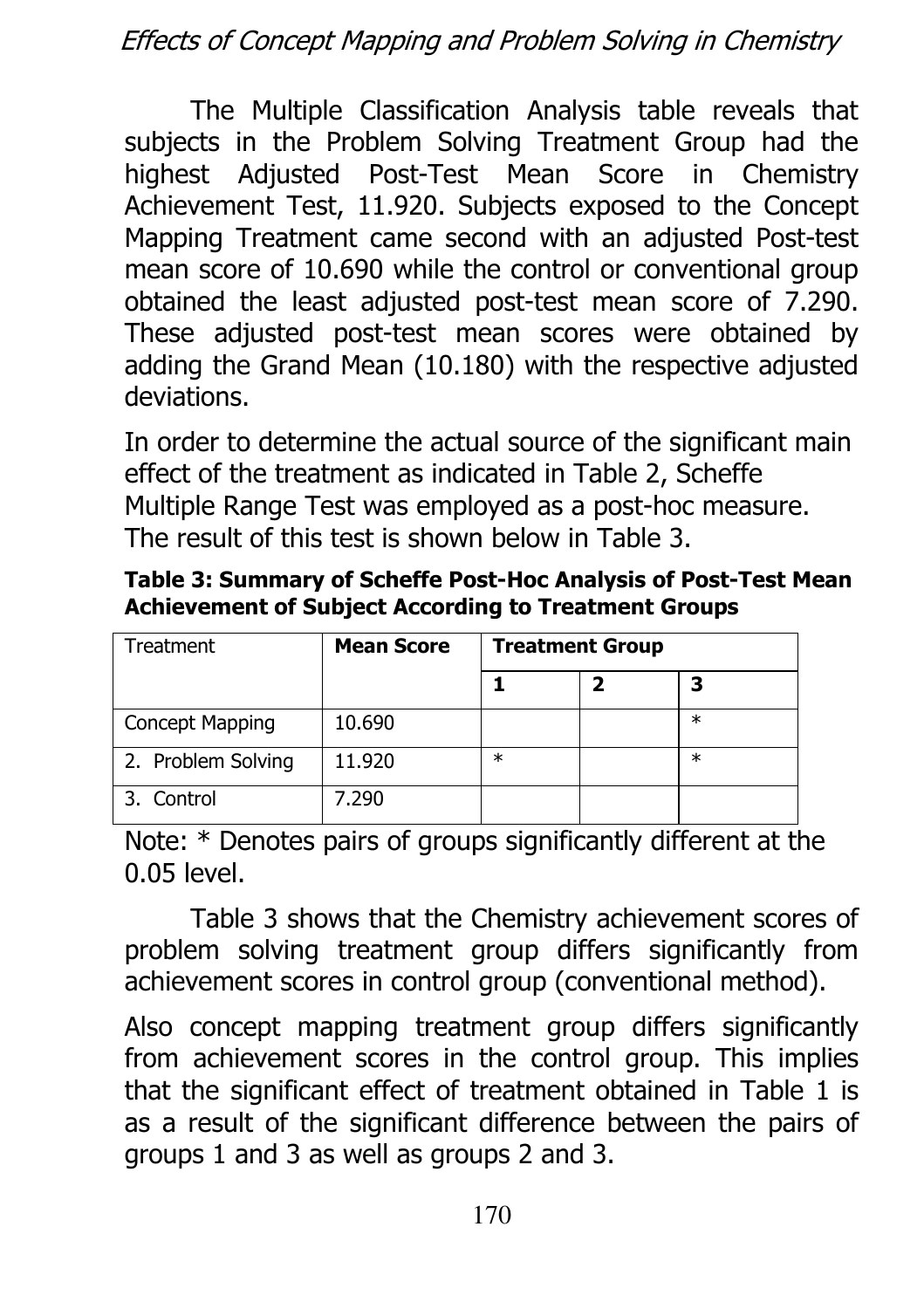The Multiple Classification Analysis table reveals that subjects in the Problem Solving Treatment Group had the highest Adjusted Post-Test Mean Score in Chemistry Achievement Test, 11.920. Subjects exposed to the Concept Mapping Treatment came second with an adjusted Post-test mean score of 10.690 while the control or conventional group obtained the least adjusted post-test mean score of 7.290. These adjusted post-test mean scores were obtained by adding the Grand Mean (10.180) with the respective adjusted deviations.

In order to determine the actual source of the significant main effect of the treatment as indicated in Table 2, Scheffe Multiple Range Test was employed as a post-hoc measure. The result of this test is shown below in Table 3.

**Table 3: Summary of Scheffe Post-Hoc Analysis of Post-Test Mean Achievement of Subject According to Treatment Groups**

| Treatment | **Mean Score** | **Treatment Group** | | |
|---|---|---|---|---|
| | | **1** | **2** | **3** |
| Concept Mapping | 10.690 | | | * |
| 2. Problem Solving | 11.920 | * | | * |
| 3. Control | 7.290 | | | |

Note: * Denotes pairs of groups significantly different at the 0.05 level.

Table 3 shows that the Chemistry achievement scores of problem solving treatment group differs significantly from achievement scores in control group (conventional method).

Also concept mapping treatment group differs significantly from achievement scores in the control group. This implies that the significant effect of treatment obtained in Table 1 is as a result of the significant difference between the pairs of groups 1 and 3 as well as groups 2 and 3.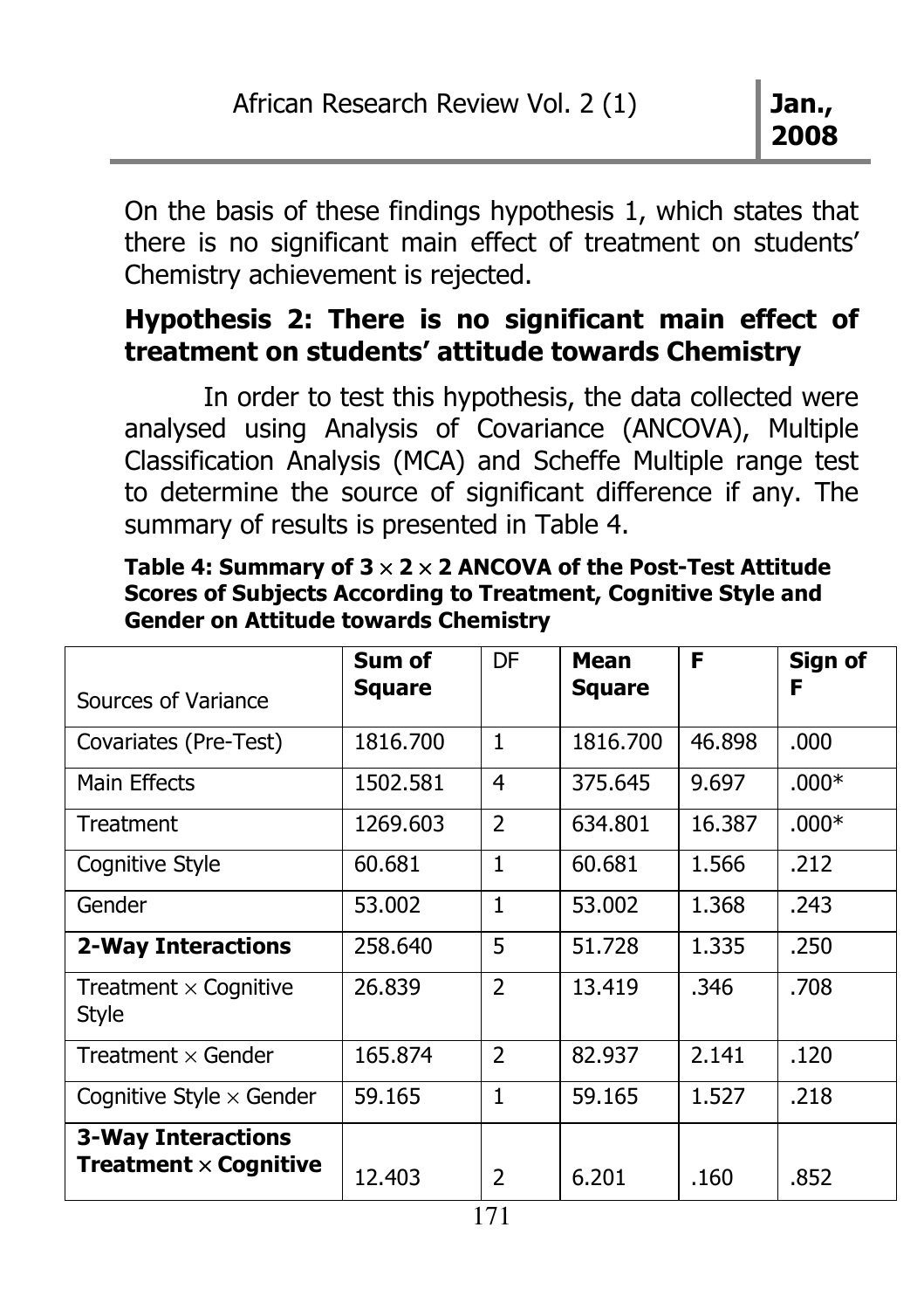On the basis of these findings hypothesis 1, which states that there is no significant main effect of treatment on students' Chemistry achievement is rejected.

### Hypothesis 2: There is no significant main effect of treatment on students' attitude towards Chemistry

In order to test this hypothesis, the data collected were analysed using Analysis of Covariance (ANCOVA), Multiple Classification Analysis (MCA) and Scheffe Multiple range test to determine the source of significant difference if any. The summary of results is presented in Table 4.

**Table 4: Summary of $3 \times 2 \times 2$ ANCOVA of the Post-Test Attitude Scores of Subjects According to Treatment, Cognitive Style and Gender on Attitude towards Chemistry**

| Sources of Variance | Sum of Square | DF | Mean Square | F | Sign of F |
|---|---|---|---|---|---|
| Covariates (Pre-Test) | 1816.700 | 1 | 1816.700 | 46.898 | .000 |
| Main Effects | 1502.581 | 4 | 375.645 | 9.697 | .000* |
| Treatment | 1269.603 | 2 | 634.801 | 16.387 | .000* |
| Cognitive Style | 60.681 | 1 | 60.681 | 1.566 | .212 |
| Gender | 53.002 | 1 | 53.002 | 1.368 | .243 |
| **2-Way Interactions** | 258.640 | 5 | 51.728 | 1.335 | .250 |
| Treatment × Cognitive Style | 26.839 | 2 | 13.419 | .346 | .708 |
| Treatment × Gender | 165.874 | 2 | 82.937 | 2.141 | .120 |
| Cognitive Style × Gender | 59.165 | 1 | 59.165 | 1.527 | .218 |
| **3-Way Interactions Treatment × Cognitive** | 12.403 | 2 | 6.201 | .160 | .852 |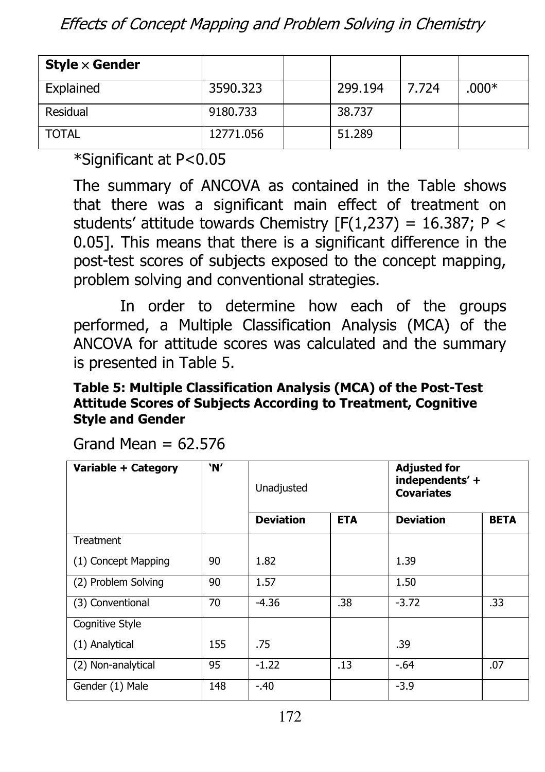| **Style × Gender** | | | | | |
|---|---|---|---|---|---|
| Explained | 3590.323 | | 299.194 | 7.724 | .000* |
| Residual | 9180.733 | | 38.737 | | |
| TOTAL | 12771.056 | | 51.289 | | |

*Significant at P<0.05

The summary of ANCOVA as contained in the Table shows that there was a significant main effect of treatment on students' attitude towards Chemistry [$F(1,237) = 16.387$; $P < 0.05$]. This means that there is a significant difference in the post-test scores of subjects exposed to the concept mapping, problem solving and conventional strategies.

In order to determine how each of the groups performed, a Multiple Classification Analysis (MCA) of the ANCOVA for attitude scores was calculated and the summary is presented in Table 5.

**Table 5: Multiple Classification Analysis (MCA) of the Post-Test Attitude Scores of Subjects According to Treatment, Cognitive Style and Gender**

Grand Mean = 62.576

| **Variable + Category** | **'N'** | Unadjusted | | **Adjusted for independents' + Covariates** | |
|---|---|---|---|---|---|
| | | **Deviation** | **ETA** | **Deviation** | **BETA** |
| Treatment | | | | | |
| (1) Concept Mapping | 90 | 1.82 | | 1.39 | |
| (2) Problem Solving | 90 | 1.57 | | 1.50 | |
| (3) Conventional | 70 | -4.36 | .38 | -3.72 | .33 |
| Cognitive Style | | | | | |
| (1) Analytical | 155 | .75 | | .39 | |
| (2) Non-analytical | 95 | -1.22 | .13 | -.64 | .07 |
| Gender (1) Male | 148 | -.40 | | -3.9 | |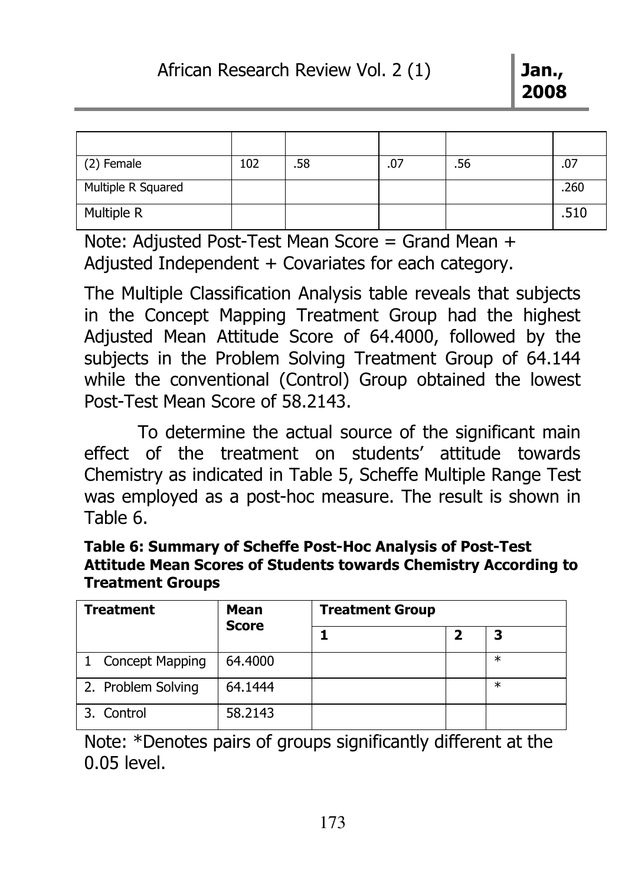| | | | | | |
|---|---|---|---|---|---|
| (2) Female | 102 | .58 | .07 | .56 | .07 |
| Multiple R Squared | | | | | .260 |
| Multiple R | | | | | .510 |

Note: Adjusted Post-Test Mean Score = Grand Mean + Adjusted Independent + Covariates for each category.

The Multiple Classification Analysis table reveals that subjects in the Concept Mapping Treatment Group had the highest Adjusted Mean Attitude Score of 64.4000, followed by the subjects in the Problem Solving Treatment Group of 64.144 while the conventional (Control) Group obtained the lowest Post-Test Mean Score of 58.2143.

To determine the actual source of the significant main effect of the treatment on students' attitude towards Chemistry as indicated in Table 5, Scheffe Multiple Range Test was employed as a post-hoc measure. The result is shown in Table 6.

**Table 6: Summary of Scheffe Post-Hoc Analysis of Post-Test Attitude Mean Scores of Students towards Chemistry According to Treatment Groups**

| Treatment | Mean Score | Treatment Group | | |
|---|---|---|---|---|
| | | 1 | 2 | 3 |
| 1 Concept Mapping | 64.4000 | | | * |
| 2. Problem Solving | 64.1444 | | | * |
| 3. Control | 58.2143 | | | |

Note: *Denotes pairs of groups significantly different at the 0.05 level.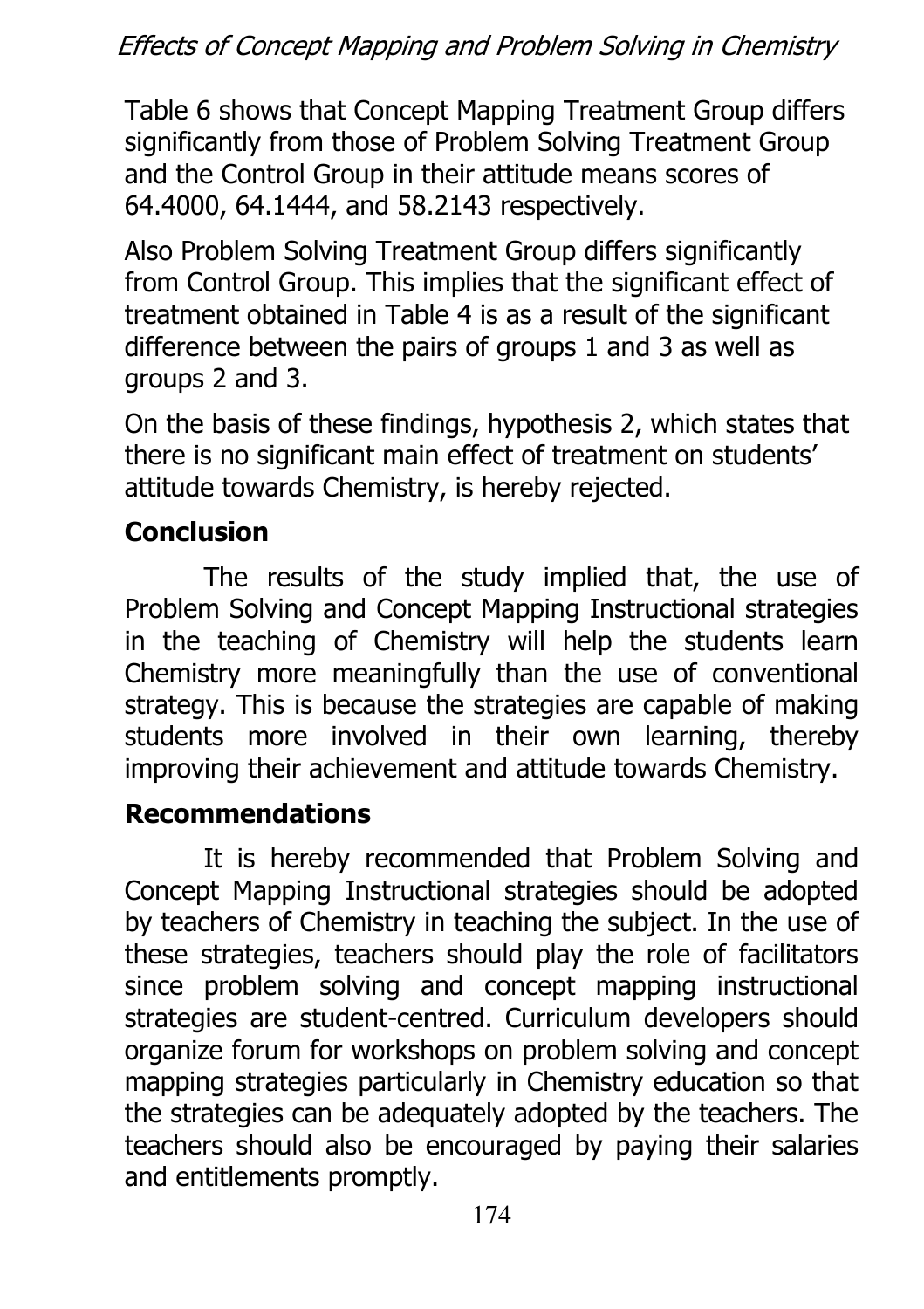Table 6 shows that Concept Mapping Treatment Group differs significantly from those of Problem Solving Treatment Group and the Control Group in their attitude means scores of 64.4000, 64.1444, and 58.2143 respectively.

Also Problem Solving Treatment Group differs significantly from Control Group. This implies that the significant effect of treatment obtained in Table 4 is as a result of the significant difference between the pairs of groups 1 and 3 as well as groups 2 and 3.

On the basis of these findings, hypothesis 2, which states that there is no significant main effect of treatment on students' attitude towards Chemistry, is hereby rejected.

## Conclusion

The results of the study implied that, the use of Problem Solving and Concept Mapping Instructional strategies in the teaching of Chemistry will help the students learn Chemistry more meaningfully than the use of conventional strategy. This is because the strategies are capable of making students more involved in their own learning, thereby improving their achievement and attitude towards Chemistry.

## Recommendations

It is hereby recommended that Problem Solving and Concept Mapping Instructional strategies should be adopted by teachers of Chemistry in teaching the subject. In the use of these strategies, teachers should play the role of facilitators since problem solving and concept mapping instructional strategies are student-centred. Curriculum developers should organize forum for workshops on problem solving and concept mapping strategies particularly in Chemistry education so that the strategies can be adequately adopted by the teachers. The teachers should also be encouraged by paying their salaries and entitlements promptly.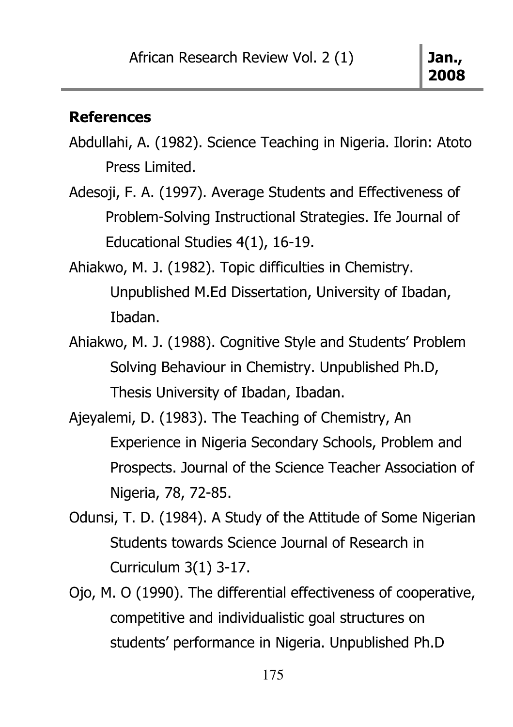## References

Abdullahi, A. (1982). Science Teaching in Nigeria. Ilorin: Atoto Press Limited.

Adesoji, F. A. (1997). Average Students and Effectiveness of Problem-Solving Instructional Strategies. Ife Journal of Educational Studies 4(1), 16-19.

Ahiakwo, M. J. (1982). Topic difficulties in Chemistry. Unpublished M.Ed Dissertation, University of Ibadan, Ibadan.

Ahiakwo, M. J. (1988). Cognitive Style and Students' Problem Solving Behaviour in Chemistry. Unpublished Ph.D, Thesis University of Ibadan, Ibadan.

Ajeyalemi, D. (1983). The Teaching of Chemistry, An Experience in Nigeria Secondary Schools, Problem and Prospects. Journal of the Science Teacher Association of Nigeria, 78, 72-85.

Odunsi, T. D. (1984). A Study of the Attitude of Some Nigerian Students towards Science Journal of Research in Curriculum 3(1) 3-17.

Ojo, M. O (1990). The differential effectiveness of cooperative, competitive and individualistic goal structures on students' performance in Nigeria. Unpublished Ph.D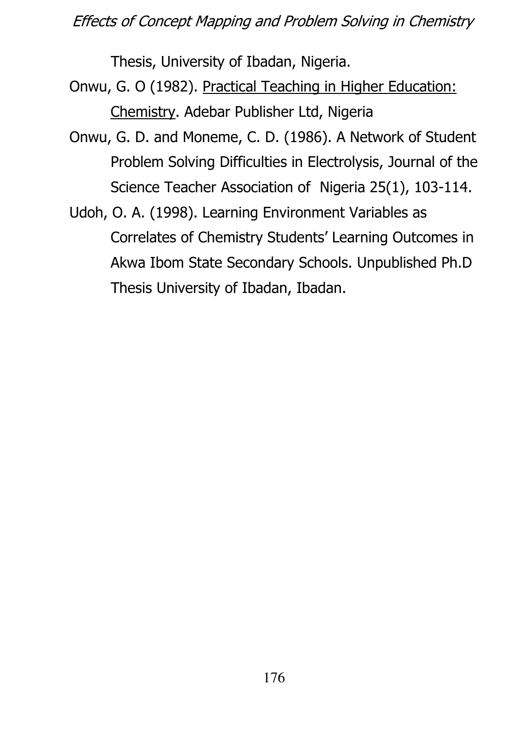Thesis, University of Ibadan, Nigeria.

Onwu, G. O (1982). Practical Teaching in Higher Education: Chemistry. Adebar Publisher Ltd, Nigeria

Onwu, G. D. and Moneme, C. D. (1986). A Network of Student Problem Solving Difficulties in Electrolysis, Journal of the Science Teacher Association of Nigeria 25(1), 103-114.

Udoh, O. A. (1998). Learning Environment Variables as Correlates of Chemistry Students' Learning Outcomes in Akwa Ibom State Secondary Schools. Unpublished Ph.D Thesis University of Ibadan, Ibadan.